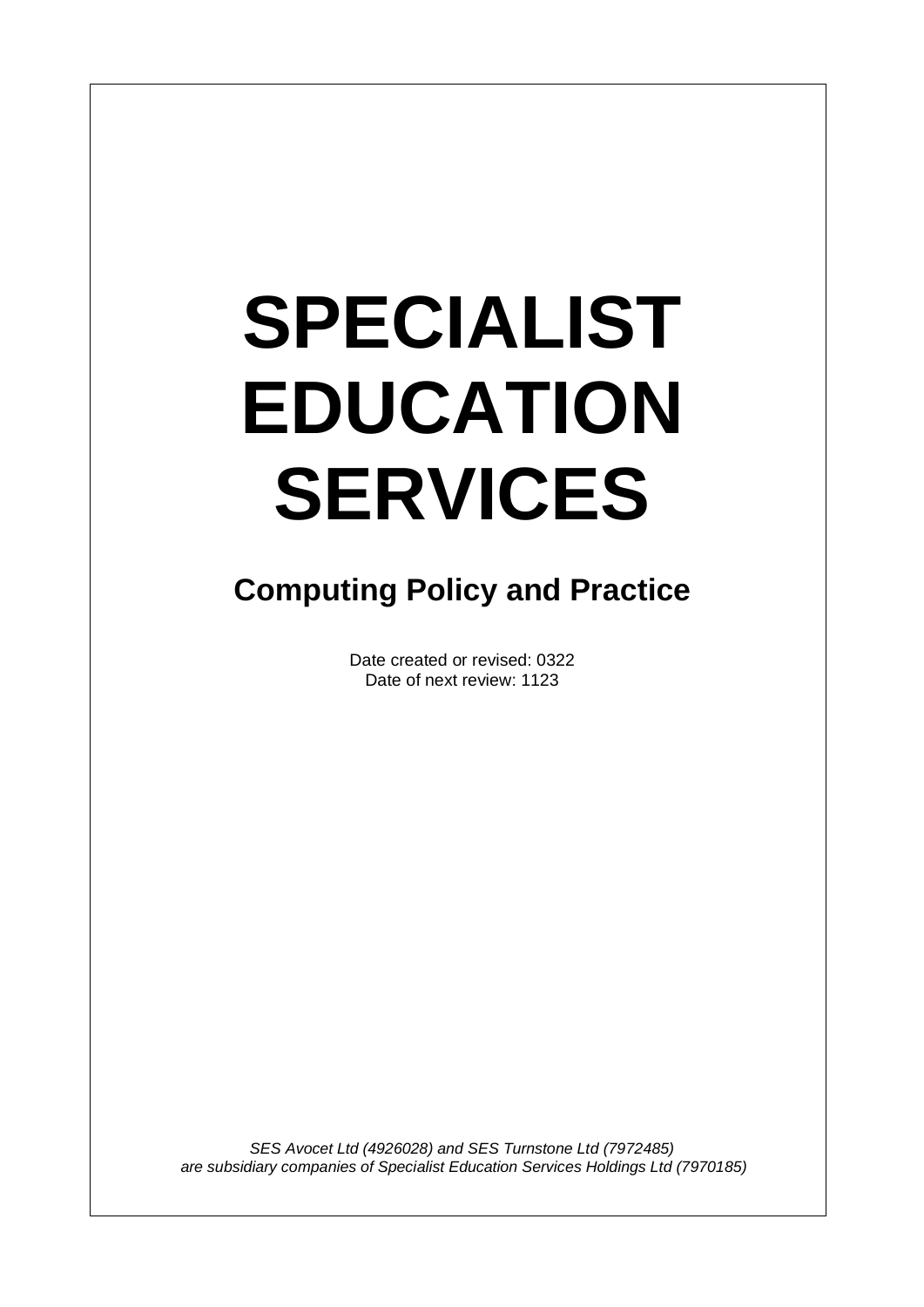# SPECIALIST EDUCATION SERVICES

## Computing Policy and Practice

Date created or revised: 0322
Date of next review: 1123

*SES Avocet Ltd (4926028) and SES Turnstone Ltd (7972485) are subsidiary companies of Specialist Education Services Holdings Ltd (7970185)*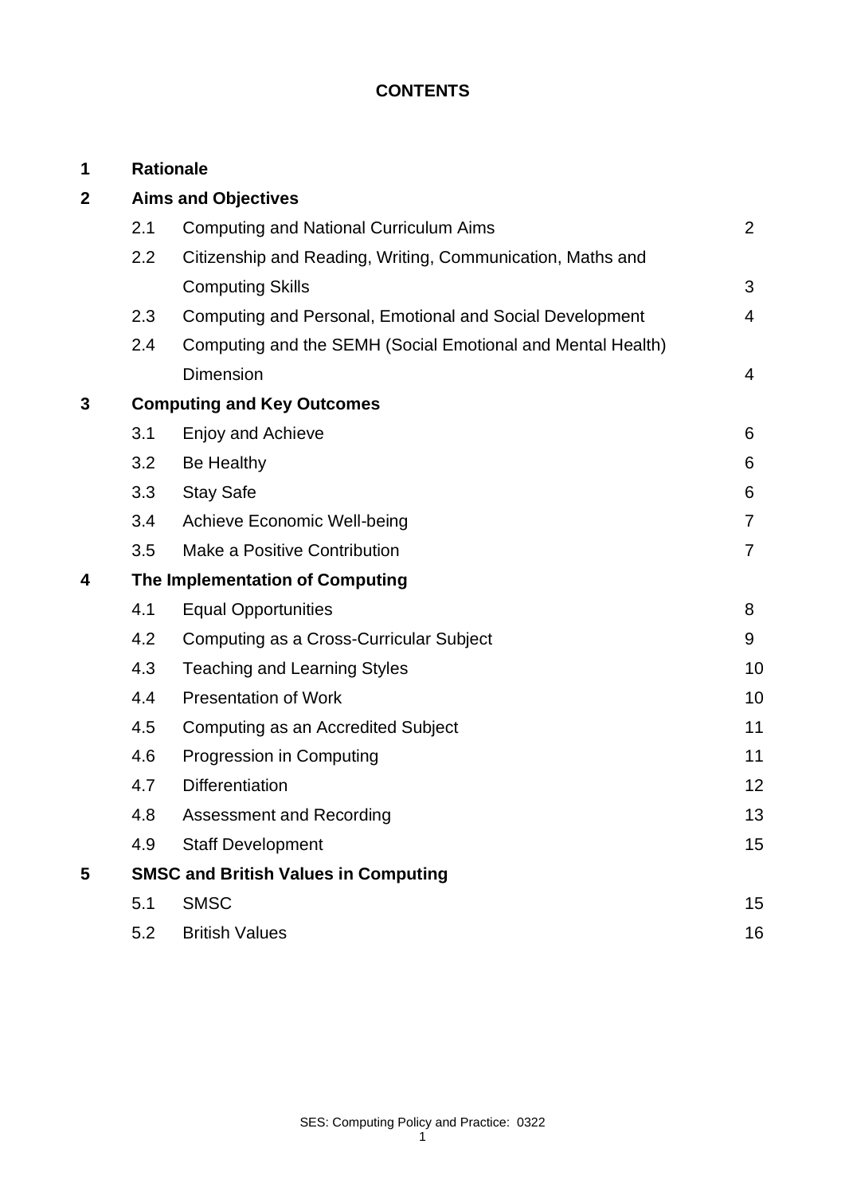# CONTENTS

| | | | |
|---|---|---|---|
| **1** | **Rationale** | | |
| **2** | **Aims and Objectives** | | |
| | 2.1 | Computing and National Curriculum Aims | 2 |
| | 2.2 | Citizenship and Reading, Writing, Communication, Maths and Computing Skills | 3 |
| | 2.3 | Computing and Personal, Emotional and Social Development | 4 |
| | 2.4 | Computing and the SEMH (Social Emotional and Mental Health) Dimension | 4 |
| **3** | **Computing and Key Outcomes** | | |
| | 3.1 | Enjoy and Achieve | 6 |
| | 3.2 | Be Healthy | 6 |
| | 3.3 | Stay Safe | 6 |
| | 3.4 | Achieve Economic Well-being | 7 |
| | 3.5 | Make a Positive Contribution | 7 |
| **4** | **The Implementation of Computing** | | |
| | 4.1 | Equal Opportunities | 8 |
| | 4.2 | Computing as a Cross-Curricular Subject | 9 |
| | 4.3 | Teaching and Learning Styles | 10 |
| | 4.4 | Presentation of Work | 10 |
| | 4.5 | Computing as an Accredited Subject | 11 |
| | 4.6 | Progression in Computing | 11 |
| | 4.7 | Differentiation | 12 |
| | 4.8 | Assessment and Recording | 13 |
| | 4.9 | Staff Development | 15 |
| **5** | **SMSC and British Values in Computing** | | |
| | 5.1 | SMSC | 15 |
| | 5.2 | British Values | 16 |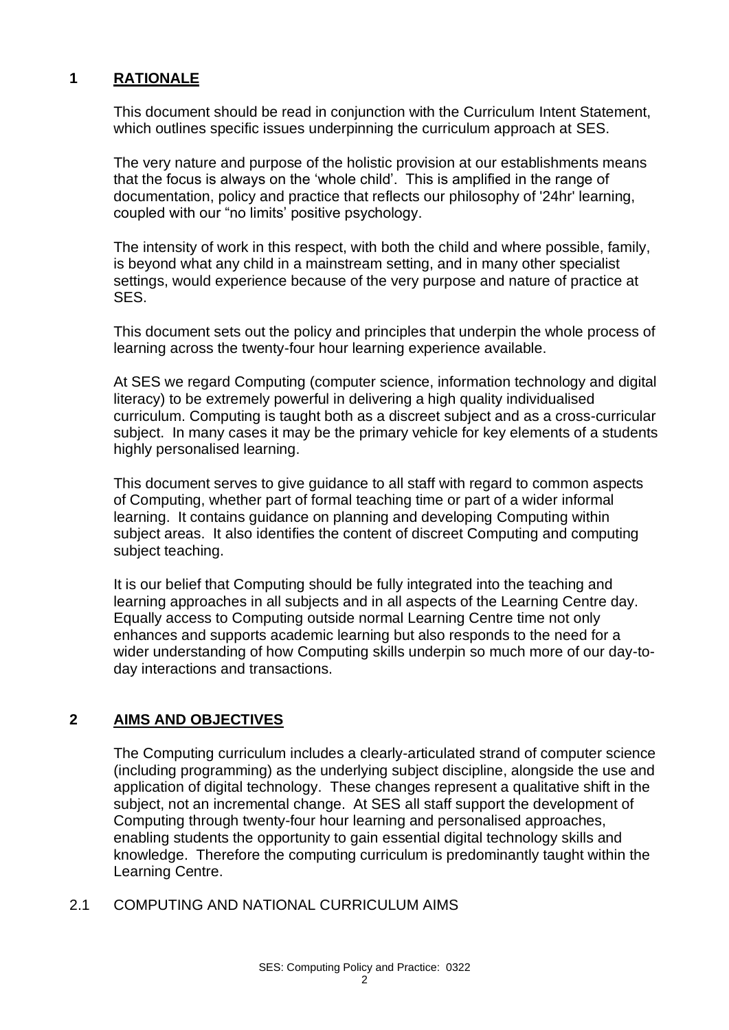## 1 RATIONALE

This document should be read in conjunction with the Curriculum Intent Statement, which outlines specific issues underpinning the curriculum approach at SES.

The very nature and purpose of the holistic provision at our establishments means that the focus is always on the 'whole child'. This is amplified in the range of documentation, policy and practice that reflects our philosophy of '24hr' learning, coupled with our "no limits' positive psychology.

The intensity of work in this respect, with both the child and where possible, family, is beyond what any child in a mainstream setting, and in many other specialist settings, would experience because of the very purpose and nature of practice at SES.

This document sets out the policy and principles that underpin the whole process of learning across the twenty-four hour learning experience available.

At SES we regard Computing (computer science, information technology and digital literacy) to be extremely powerful in delivering a high quality individualised curriculum. Computing is taught both as a discreet subject and as a cross-curricular subject. In many cases it may be the primary vehicle for key elements of a students highly personalised learning.

This document serves to give guidance to all staff with regard to common aspects of Computing, whether part of formal teaching time or part of a wider informal learning. It contains guidance on planning and developing Computing within subject areas. It also identifies the content of discreet Computing and computing subject teaching.

It is our belief that Computing should be fully integrated into the teaching and learning approaches in all subjects and in all aspects of the Learning Centre day. Equally access to Computing outside normal Learning Centre time not only enhances and supports academic learning but also responds to the need for a wider understanding of how Computing skills underpin so much more of our day-to-day interactions and transactions.

## 2 AIMS AND OBJECTIVES

The Computing curriculum includes a clearly-articulated strand of computer science (including programming) as the underlying subject discipline, alongside the use and application of digital technology. These changes represent a qualitative shift in the subject, not an incremental change. At SES all staff support the development of Computing through twenty-four hour learning and personalised approaches, enabling students the opportunity to gain essential digital technology skills and knowledge. Therefore the computing curriculum is predominantly taught within the Learning Centre.

### 2.1 COMPUTING AND NATIONAL CURRICULUM AIMS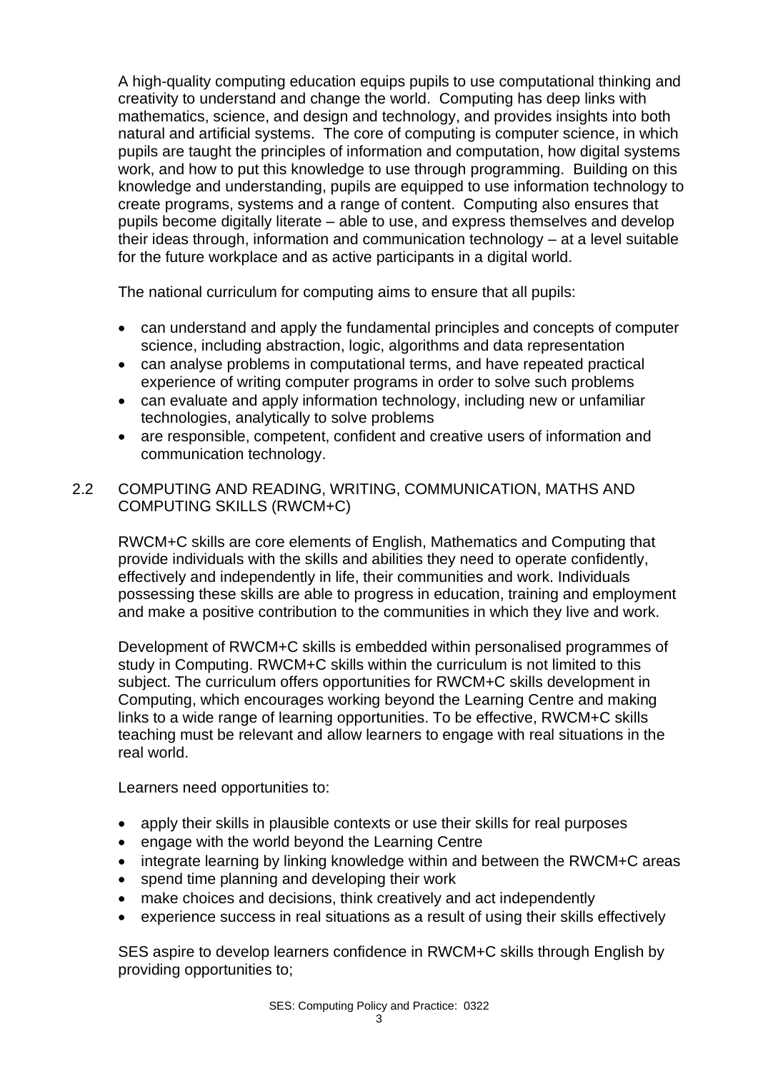A high-quality computing education equips pupils to use computational thinking and creativity to understand and change the world. Computing has deep links with mathematics, science, and design and technology, and provides insights into both natural and artificial systems. The core of computing is computer science, in which pupils are taught the principles of information and computation, how digital systems work, and how to put this knowledge to use through programming. Building on this knowledge and understanding, pupils are equipped to use information technology to create programs, systems and a range of content. Computing also ensures that pupils become digitally literate – able to use, and express themselves and develop their ideas through, information and communication technology – at a level suitable for the future workplace and as active participants in a digital world.

The national curriculum for computing aims to ensure that all pupils:

- can understand and apply the fundamental principles and concepts of computer science, including abstraction, logic, algorithms and data representation
- can analyse problems in computational terms, and have repeated practical experience of writing computer programs in order to solve such problems
- can evaluate and apply information technology, including new or unfamiliar technologies, analytically to solve problems
- are responsible, competent, confident and creative users of information and communication technology.

## 2.2 COMPUTING AND READING, WRITING, COMMUNICATION, MATHS AND COMPUTING SKILLS (RWCM+C)

RWCM+C skills are core elements of English, Mathematics and Computing that provide individuals with the skills and abilities they need to operate confidently, effectively and independently in life, their communities and work. Individuals possessing these skills are able to progress in education, training and employment and make a positive contribution to the communities in which they live and work.

Development of RWCM+C skills is embedded within personalised programmes of study in Computing. RWCM+C skills within the curriculum is not limited to this subject. The curriculum offers opportunities for RWCM+C skills development in Computing, which encourages working beyond the Learning Centre and making links to a wide range of learning opportunities. To be effective, RWCM+C skills teaching must be relevant and allow learners to engage with real situations in the real world.

Learners need opportunities to:

- apply their skills in plausible contexts or use their skills for real purposes
- engage with the world beyond the Learning Centre
- integrate learning by linking knowledge within and between the RWCM+C areas
- spend time planning and developing their work
- make choices and decisions, think creatively and act independently
- experience success in real situations as a result of using their skills effectively

SES aspire to develop learners confidence in RWCM+C skills through English by providing opportunities to;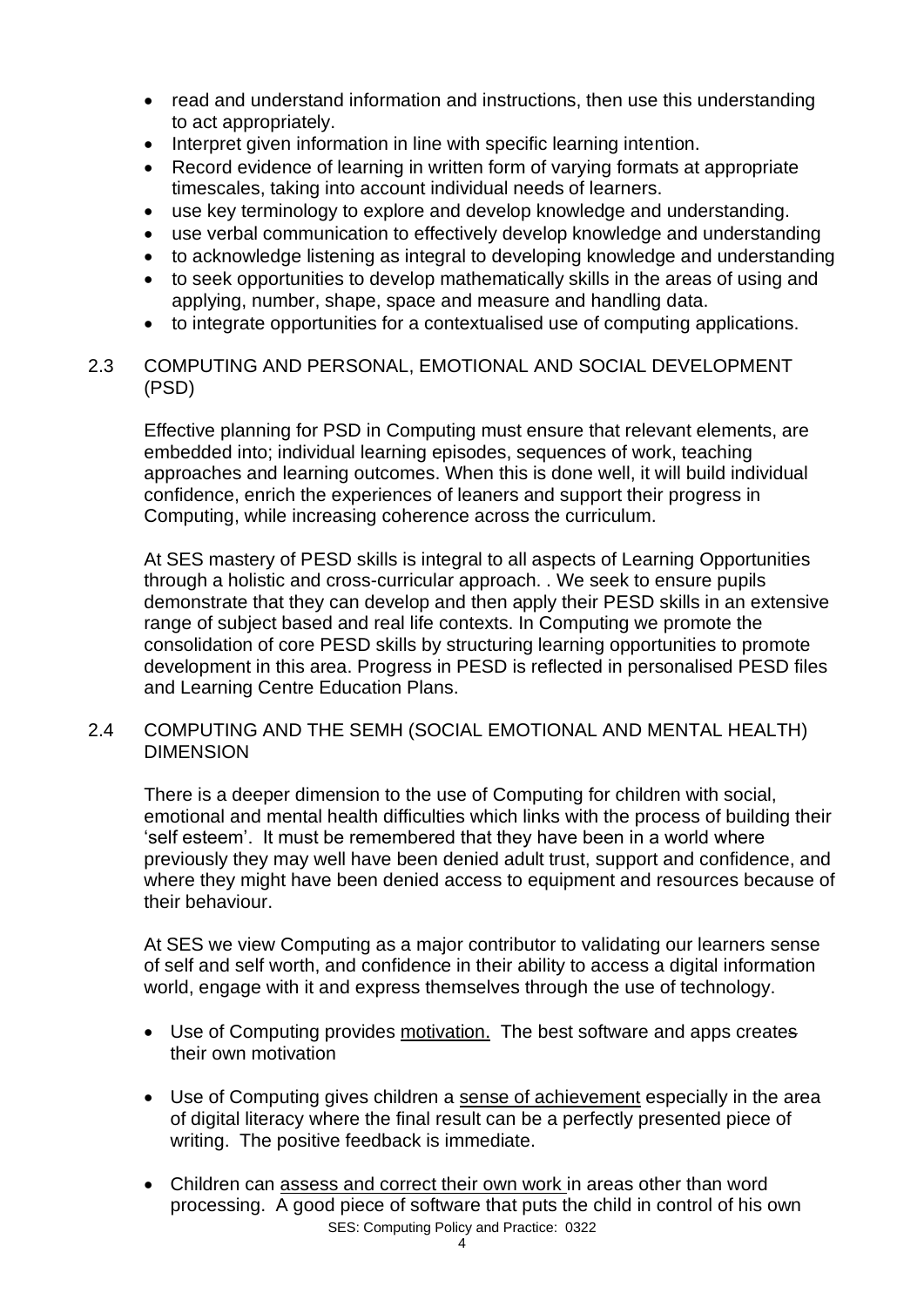- read and understand information and instructions, then use this understanding to act appropriately.
- Interpret given information in line with specific learning intention.
- Record evidence of learning in written form of varying formats at appropriate timescales, taking into account individual needs of learners.
- use key terminology to explore and develop knowledge and understanding.
- use verbal communication to effectively develop knowledge and understanding
- to acknowledge listening as integral to developing knowledge and understanding
- to seek opportunities to develop mathematically skills in the areas of using and applying, number, shape, space and measure and handling data.
- to integrate opportunities for a contextualised use of computing applications.

## 2.3 COMPUTING AND PERSONAL, EMOTIONAL AND SOCIAL DEVELOPMENT (PSD)

Effective planning for PSD in Computing must ensure that relevant elements, are embedded into; individual learning episodes, sequences of work, teaching approaches and learning outcomes. When this is done well, it will build individual confidence, enrich the experiences of leaners and support their progress in Computing, while increasing coherence across the curriculum.

At SES mastery of PESD skills is integral to all aspects of Learning Opportunities through a holistic and cross-curricular approach. . We seek to ensure pupils demonstrate that they can develop and then apply their PESD skills in an extensive range of subject based and real life contexts. In Computing we promote the consolidation of core PESD skills by structuring learning opportunities to promote development in this area. Progress in PESD is reflected in personalised PESD files and Learning Centre Education Plans.

## 2.4 COMPUTING AND THE SEMH (SOCIAL EMOTIONAL AND MENTAL HEALTH) DIMENSION

There is a deeper dimension to the use of Computing for children with social, emotional and mental health difficulties which links with the process of building their 'self esteem'. It must be remembered that they have been in a world where previously they may well have been denied adult trust, support and confidence, and where they might have been denied access to equipment and resources because of their behaviour.

At SES we view Computing as a major contributor to validating our learners sense of self and self worth, and confidence in their ability to access a digital information world, engage with it and express themselves through the use of technology.

- Use of Computing provides motivation. The best software and apps creates their own motivation

- Use of Computing gives children a sense of achievement especially in the area of digital literacy where the final result can be a perfectly presented piece of writing. The positive feedback is immediate.

- Children can assess and correct their own work in areas other than word processing. A good piece of software that puts the child in control of his own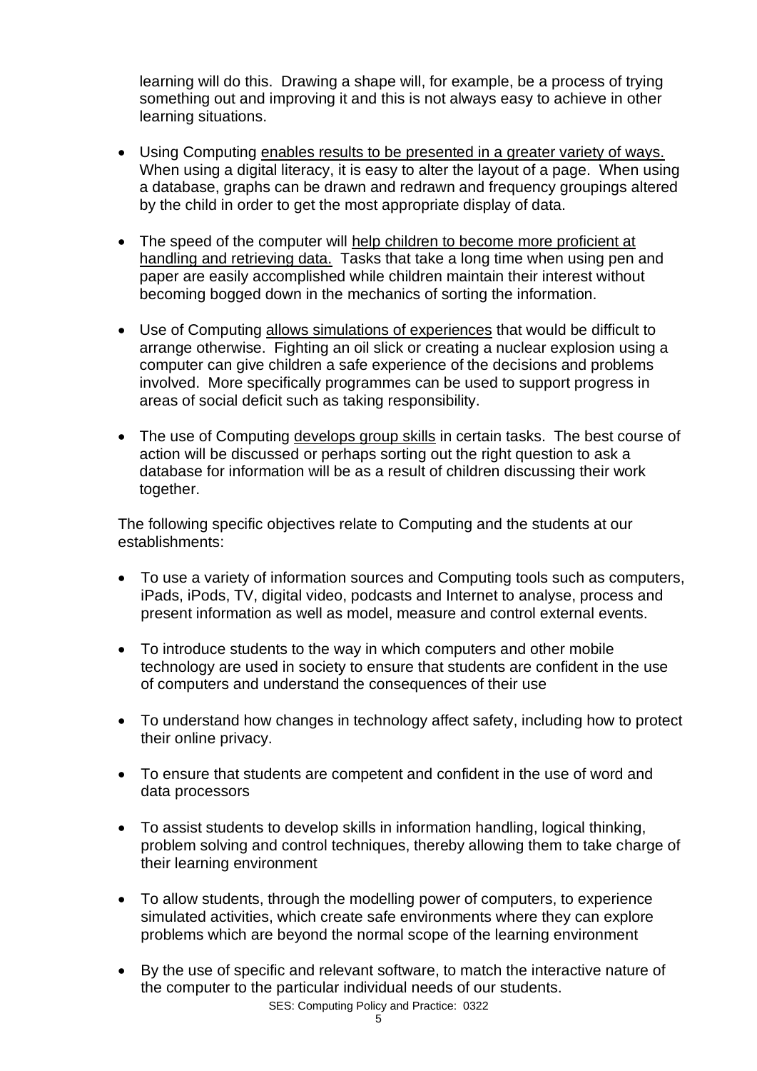learning will do this. Drawing a shape will, for example, be a process of trying something out and improving it and this is not always easy to achieve in other learning situations.

- Using Computing enables results to be presented in a greater variety of ways. When using a digital literacy, it is easy to alter the layout of a page. When using a database, graphs can be drawn and redrawn and frequency groupings altered by the child in order to get the most appropriate display of data.

- The speed of the computer will help children to become more proficient at handling and retrieving data. Tasks that take a long time when using pen and paper are easily accomplished while children maintain their interest without becoming bogged down in the mechanics of sorting the information.

- Use of Computing allows simulations of experiences that would be difficult to arrange otherwise. Fighting an oil slick or creating a nuclear explosion using a computer can give children a safe experience of the decisions and problems involved. More specifically programmes can be used to support progress in areas of social deficit such as taking responsibility.

- The use of Computing develops group skills in certain tasks. The best course of action will be discussed or perhaps sorting out the right question to ask a database for information will be as a result of children discussing their work together.

The following specific objectives relate to Computing and the students at our establishments:

- To use a variety of information sources and Computing tools such as computers, iPads, iPods, TV, digital video, podcasts and Internet to analyse, process and present information as well as model, measure and control external events.

- To introduce students to the way in which computers and other mobile technology are used in society to ensure that students are confident in the use of computers and understand the consequences of their use

- To understand how changes in technology affect safety, including how to protect their online privacy.

- To ensure that students are competent and confident in the use of word and data processors

- To assist students to develop skills in information handling, logical thinking, problem solving and control techniques, thereby allowing them to take charge of their learning environment

- To allow students, through the modelling power of computers, to experience simulated activities, which create safe environments where they can explore problems which are beyond the normal scope of the learning environment

- By the use of specific and relevant software, to match the interactive nature of the computer to the particular individual needs of our students.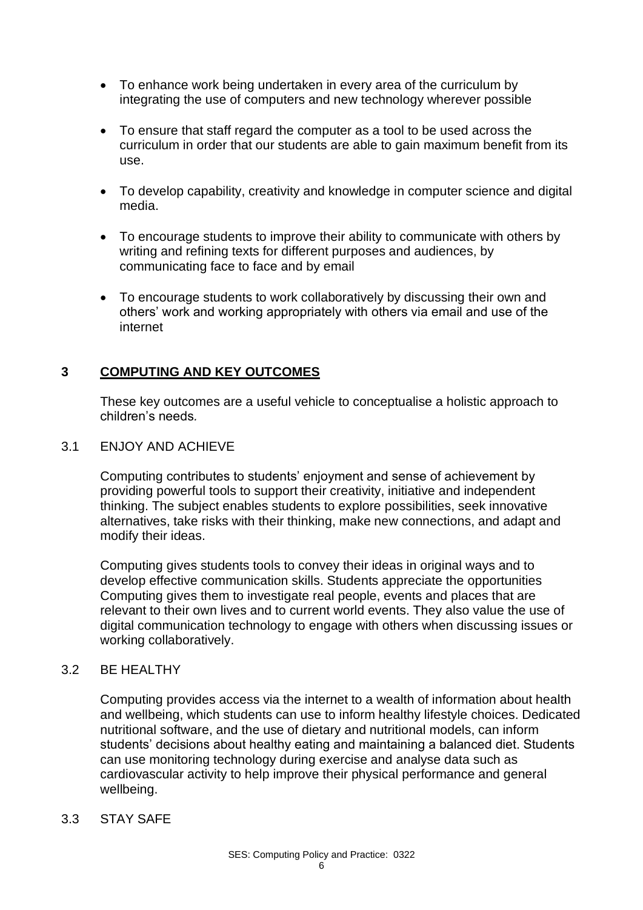- To enhance work being undertaken in every area of the curriculum by integrating the use of computers and new technology wherever possible
- To ensure that staff regard the computer as a tool to be used across the curriculum in order that our students are able to gain maximum benefit from its use.
- To develop capability, creativity and knowledge in computer science and digital media.
- To encourage students to improve their ability to communicate with others by writing and refining texts for different purposes and audiences, by communicating face to face and by email
- To encourage students to work collaboratively by discussing their own and others' work and working appropriately with others via email and use of the internet

## 3 COMPUTING AND KEY OUTCOMES

These key outcomes are a useful vehicle to conceptualise a holistic approach to children's needs.

### 3.1 ENJOY AND ACHIEVE

Computing contributes to students' enjoyment and sense of achievement by providing powerful tools to support their creativity, initiative and independent thinking. The subject enables students to explore possibilities, seek innovative alternatives, take risks with their thinking, make new connections, and adapt and modify their ideas.

Computing gives students tools to convey their ideas in original ways and to develop effective communication skills. Students appreciate the opportunities Computing gives them to investigate real people, events and places that are relevant to their own lives and to current world events. They also value the use of digital communication technology to engage with others when discussing issues or working collaboratively.

### 3.2 BE HEALTHY

Computing provides access via the internet to a wealth of information about health and wellbeing, which students can use to inform healthy lifestyle choices. Dedicated nutritional software, and the use of dietary and nutritional models, can inform students' decisions about healthy eating and maintaining a balanced diet. Students can use monitoring technology during exercise and analyse data such as cardiovascular activity to help improve their physical performance and general wellbeing.

### 3.3 STAY SAFE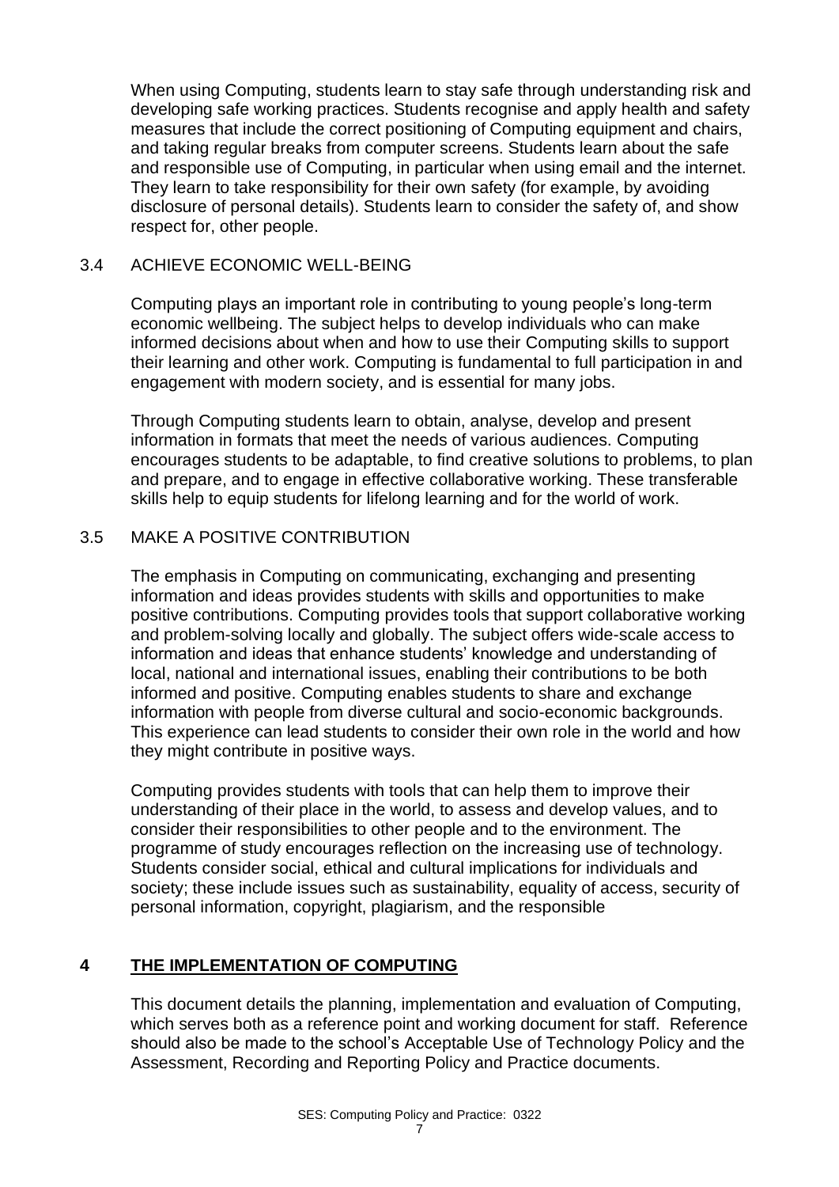When using Computing, students learn to stay safe through understanding risk and developing safe working practices. Students recognise and apply health and safety measures that include the correct positioning of Computing equipment and chairs, and taking regular breaks from computer screens. Students learn about the safe and responsible use of Computing, in particular when using email and the internet. They learn to take responsibility for their own safety (for example, by avoiding disclosure of personal details). Students learn to consider the safety of, and show respect for, other people.

### 3.4 ACHIEVE ECONOMIC WELL-BEING

Computing plays an important role in contributing to young people's long-term economic wellbeing. The subject helps to develop individuals who can make informed decisions about when and how to use their Computing skills to support their learning and other work. Computing is fundamental to full participation in and engagement with modern society, and is essential for many jobs.

Through Computing students learn to obtain, analyse, develop and present information in formats that meet the needs of various audiences. Computing encourages students to be adaptable, to find creative solutions to problems, to plan and prepare, and to engage in effective collaborative working. These transferable skills help to equip students for lifelong learning and for the world of work.

### 3.5 MAKE A POSITIVE CONTRIBUTION

The emphasis in Computing on communicating, exchanging and presenting information and ideas provides students with skills and opportunities to make positive contributions. Computing provides tools that support collaborative working and problem-solving locally and globally. The subject offers wide-scale access to information and ideas that enhance students' knowledge and understanding of local, national and international issues, enabling their contributions to be both informed and positive. Computing enables students to share and exchange information with people from diverse cultural and socio-economic backgrounds. This experience can lead students to consider their own role in the world and how they might contribute in positive ways.

Computing provides students with tools that can help them to improve their understanding of their place in the world, to assess and develop values, and to consider their responsibilities to other people and to the environment. The programme of study encourages reflection on the increasing use of technology. Students consider social, ethical and cultural implications for individuals and society; these include issues such as sustainability, equality of access, security of personal information, copyright, plagiarism, and the responsible

## 4 THE IMPLEMENTATION OF COMPUTING

This document details the planning, implementation and evaluation of Computing, which serves both as a reference point and working document for staff. Reference should also be made to the school's Acceptable Use of Technology Policy and the Assessment, Recording and Reporting Policy and Practice documents.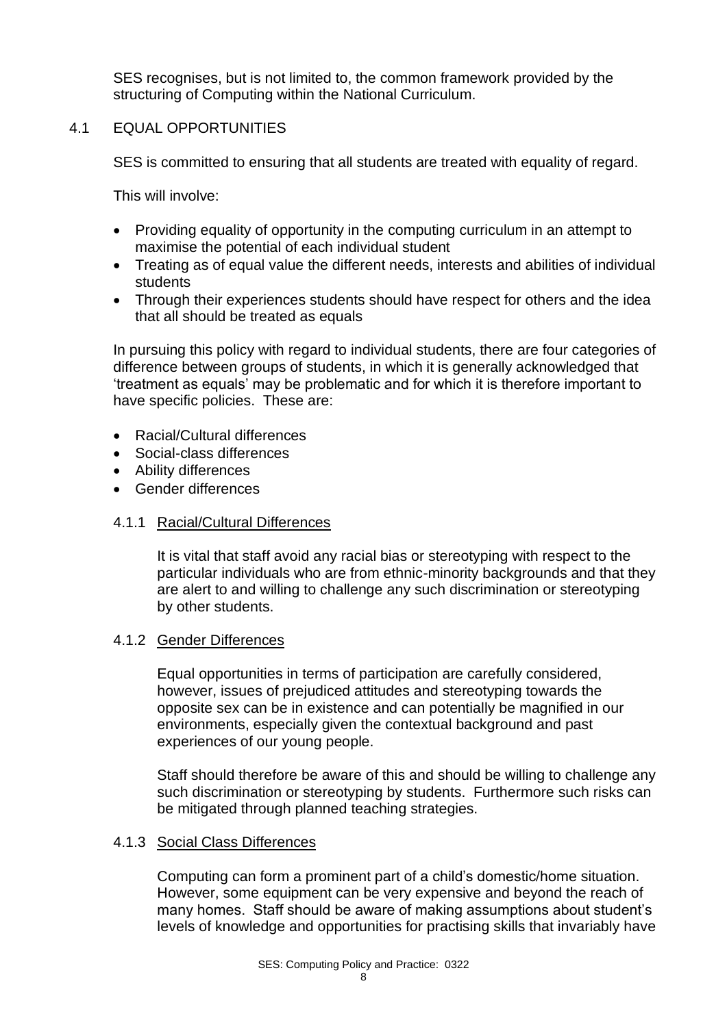SES recognises, but is not limited to, the common framework provided by the structuring of Computing within the National Curriculum.

## 4.1 EQUAL OPPORTUNITIES

SES is committed to ensuring that all students are treated with equality of regard.

This will involve:

- Providing equality of opportunity in the computing curriculum in an attempt to maximise the potential of each individual student
- Treating as of equal value the different needs, interests and abilities of individual students
- Through their experiences students should have respect for others and the idea that all should be treated as equals

In pursuing this policy with regard to individual students, there are four categories of difference between groups of students, in which it is generally acknowledged that 'treatment as equals' may be problematic and for which it is therefore important to have specific policies. These are:

- Racial/Cultural differences
- Social-class differences
- Ability differences
- Gender differences

### 4.1.1 Racial/Cultural Differences

It is vital that staff avoid any racial bias or stereotyping with respect to the particular individuals who are from ethnic-minority backgrounds and that they are alert to and willing to challenge any such discrimination or stereotyping by other students.

### 4.1.2 Gender Differences

Equal opportunities in terms of participation are carefully considered, however, issues of prejudiced attitudes and stereotyping towards the opposite sex can be in existence and can potentially be magnified in our environments, especially given the contextual background and past experiences of our young people.

Staff should therefore be aware of this and should be willing to challenge any such discrimination or stereotyping by students. Furthermore such risks can be mitigated through planned teaching strategies.

### 4.1.3 Social Class Differences

Computing can form a prominent part of a child's domestic/home situation. However, some equipment can be very expensive and beyond the reach of many homes. Staff should be aware of making assumptions about student's levels of knowledge and opportunities for practising skills that invariably have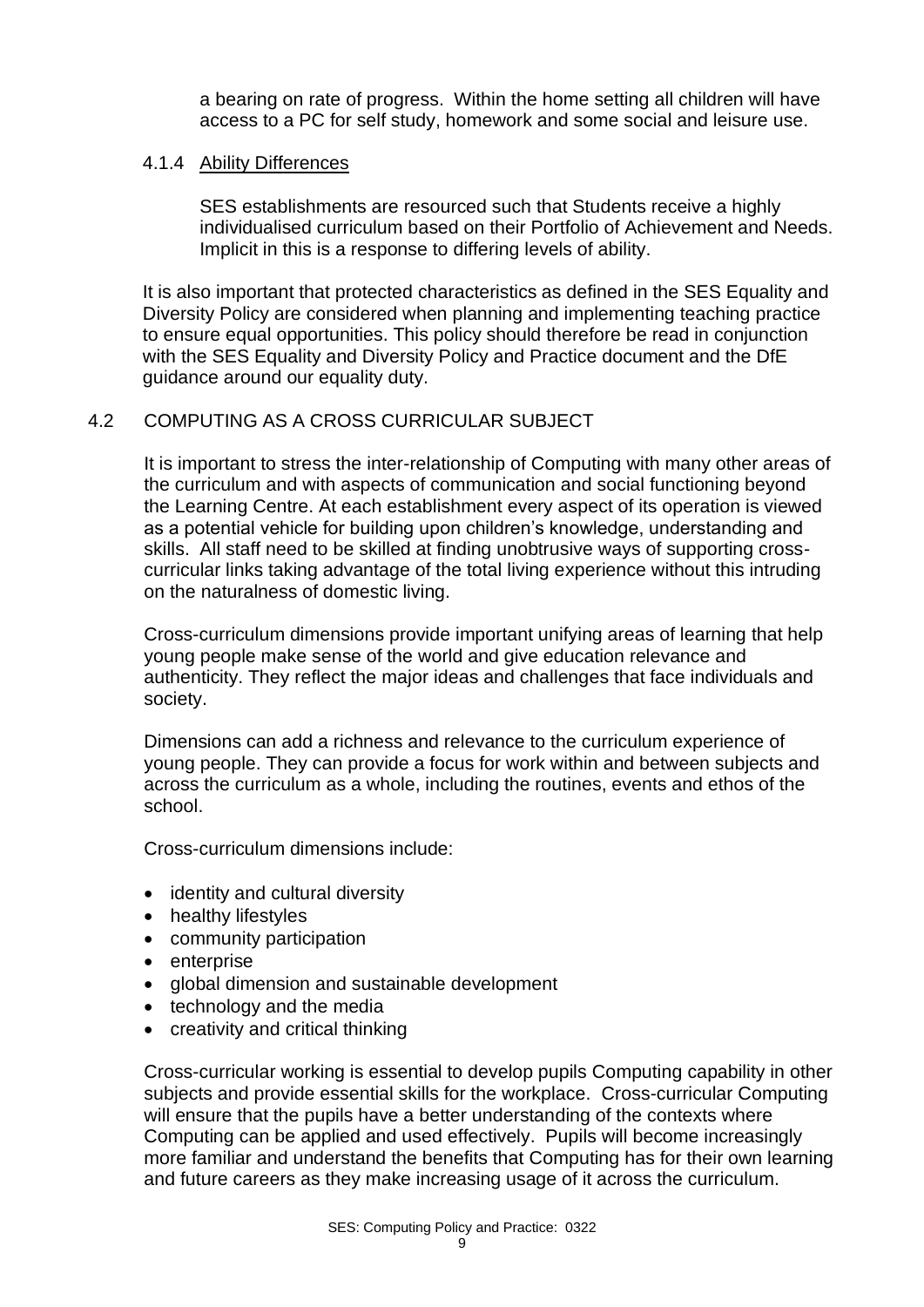a bearing on rate of progress. Within the home setting all children will have access to a PC for self study, homework and some social and leisure use.

#### 4.1.4 Ability Differences

SES establishments are resourced such that Students receive a highly individualised curriculum based on their Portfolio of Achievement and Needs. Implicit in this is a response to differing levels of ability.

It is also important that protected characteristics as defined in the SES Equality and Diversity Policy are considered when planning and implementing teaching practice to ensure equal opportunities. This policy should therefore be read in conjunction with the SES Equality and Diversity Policy and Practice document and the DfE guidance around our equality duty.

### 4.2 COMPUTING AS A CROSS CURRICULAR SUBJECT

It is important to stress the inter-relationship of Computing with many other areas of the curriculum and with aspects of communication and social functioning beyond the Learning Centre. At each establishment every aspect of its operation is viewed as a potential vehicle for building upon children's knowledge, understanding and skills. All staff need to be skilled at finding unobtrusive ways of supporting cross-curricular links taking advantage of the total living experience without this intruding on the naturalness of domestic living.

Cross-curriculum dimensions provide important unifying areas of learning that help young people make sense of the world and give education relevance and authenticity. They reflect the major ideas and challenges that face individuals and society.

Dimensions can add a richness and relevance to the curriculum experience of young people. They can provide a focus for work within and between subjects and across the curriculum as a whole, including the routines, events and ethos of the school.

Cross-curriculum dimensions include:

- identity and cultural diversity
- healthy lifestyles
- community participation
- enterprise
- global dimension and sustainable development
- technology and the media
- creativity and critical thinking

Cross-curricular working is essential to develop pupils Computing capability in other subjects and provide essential skills for the workplace. Cross-curricular Computing will ensure that the pupils have a better understanding of the contexts where Computing can be applied and used effectively. Pupils will become increasingly more familiar and understand the benefits that Computing has for their own learning and future careers as they make increasing usage of it across the curriculum.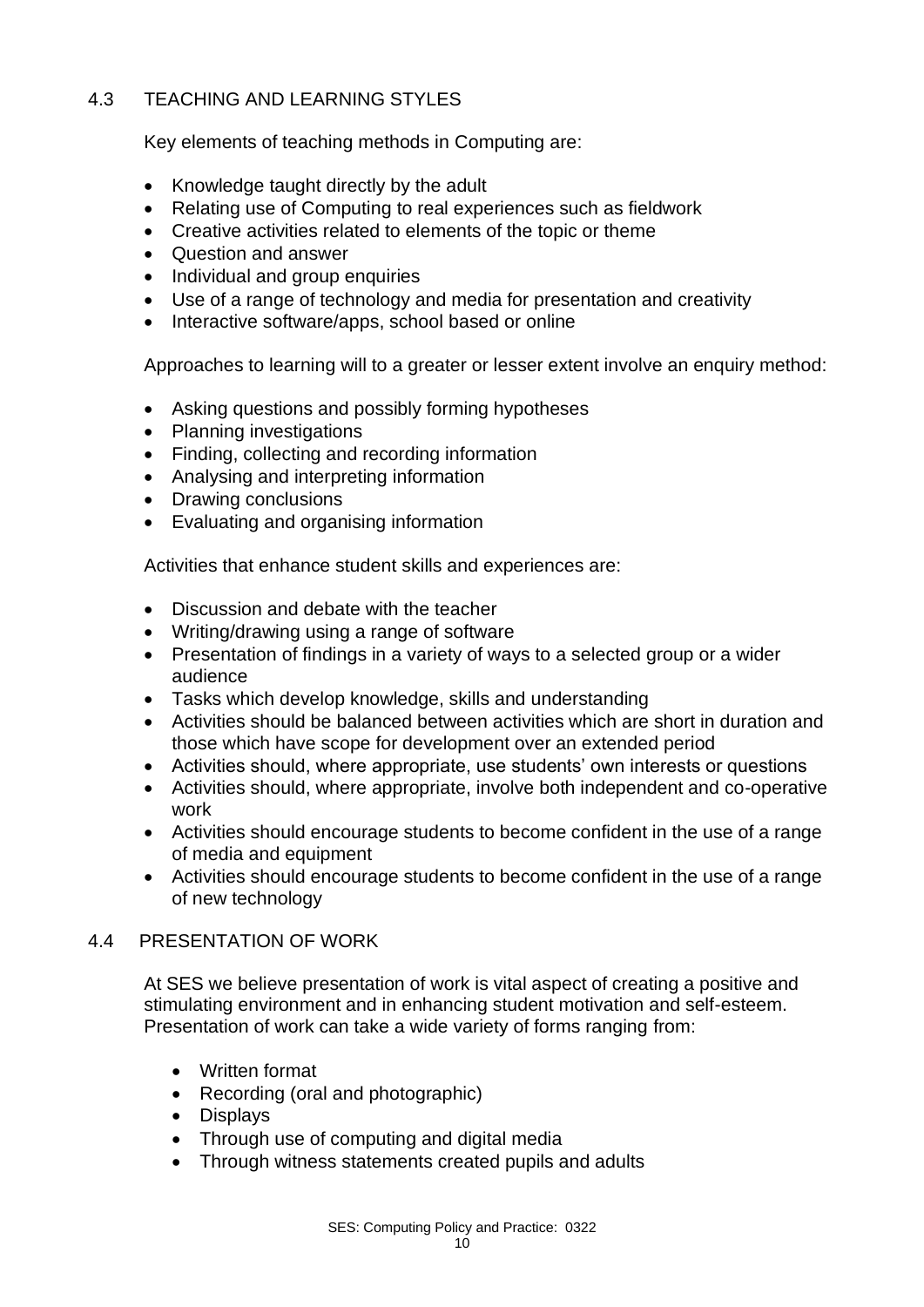## 4.3 TEACHING AND LEARNING STYLES

Key elements of teaching methods in Computing are:

- Knowledge taught directly by the adult
- Relating use of Computing to real experiences such as fieldwork
- Creative activities related to elements of the topic or theme
- Question and answer
- Individual and group enquiries
- Use of a range of technology and media for presentation and creativity
- Interactive software/apps, school based or online

Approaches to learning will to a greater or lesser extent involve an enquiry method:

- Asking questions and possibly forming hypotheses
- Planning investigations
- Finding, collecting and recording information
- Analysing and interpreting information
- Drawing conclusions
- Evaluating and organising information

Activities that enhance student skills and experiences are:

- Discussion and debate with the teacher
- Writing/drawing using a range of software
- Presentation of findings in a variety of ways to a selected group or a wider audience
- Tasks which develop knowledge, skills and understanding
- Activities should be balanced between activities which are short in duration and those which have scope for development over an extended period
- Activities should, where appropriate, use students' own interests or questions
- Activities should, where appropriate, involve both independent and co-operative work
- Activities should encourage students to become confident in the use of a range of media and equipment
- Activities should encourage students to become confident in the use of a range of new technology

## 4.4 PRESENTATION OF WORK

At SES we believe presentation of work is vital aspect of creating a positive and stimulating environment and in enhancing student motivation and self-esteem. Presentation of work can take a wide variety of forms ranging from:

- Written format
- Recording (oral and photographic)
- Displays
- Through use of computing and digital media
- Through witness statements created pupils and adults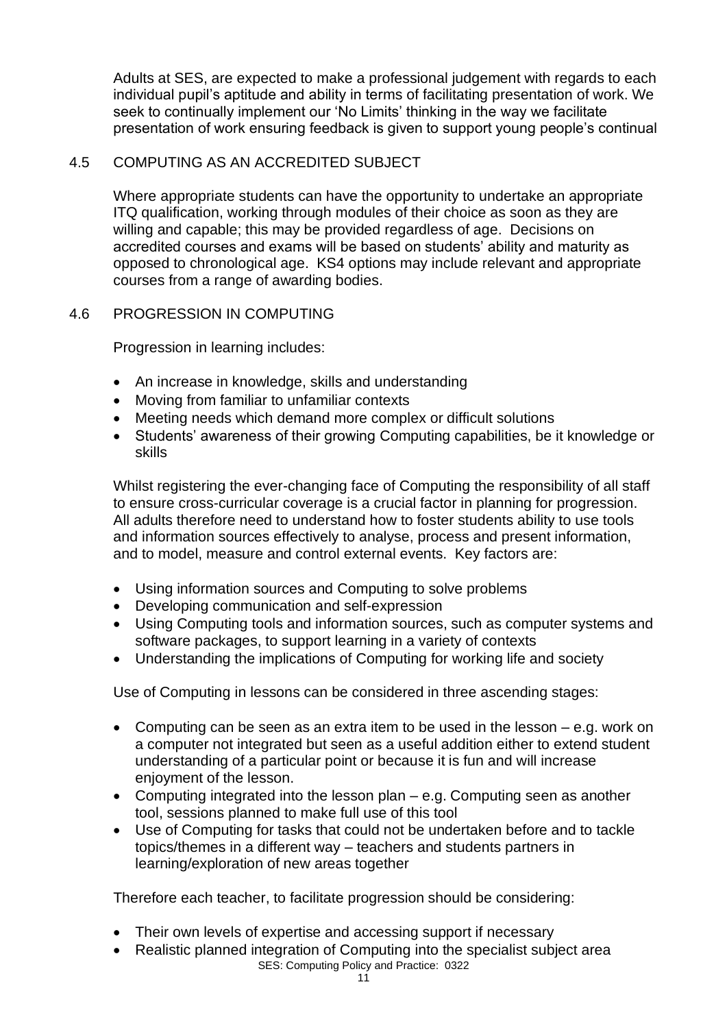Adults at SES, are expected to make a professional judgement with regards to each individual pupil's aptitude and ability in terms of facilitating presentation of work. We seek to continually implement our 'No Limits' thinking in the way we facilitate presentation of work ensuring feedback is given to support young people's continual

### 4.5 COMPUTING AS AN ACCREDITED SUBJECT

Where appropriate students can have the opportunity to undertake an appropriate ITQ qualification, working through modules of their choice as soon as they are willing and capable; this may be provided regardless of age. Decisions on accredited courses and exams will be based on students' ability and maturity as opposed to chronological age. KS4 options may include relevant and appropriate courses from a range of awarding bodies.

### 4.6 PROGRESSION IN COMPUTING

Progression in learning includes:

- An increase in knowledge, skills and understanding
- Moving from familiar to unfamiliar contexts
- Meeting needs which demand more complex or difficult solutions
- Students' awareness of their growing Computing capabilities, be it knowledge or skills

Whilst registering the ever-changing face of Computing the responsibility of all staff to ensure cross-curricular coverage is a crucial factor in planning for progression. All adults therefore need to understand how to foster students ability to use tools and information sources effectively to analyse, process and present information, and to model, measure and control external events. Key factors are:

- Using information sources and Computing to solve problems
- Developing communication and self-expression
- Using Computing tools and information sources, such as computer systems and software packages, to support learning in a variety of contexts
- Understanding the implications of Computing for working life and society

Use of Computing in lessons can be considered in three ascending stages:

- Computing can be seen as an extra item to be used in the lesson – e.g. work on a computer not integrated but seen as a useful addition either to extend student understanding of a particular point or because it is fun and will increase enjoyment of the lesson.
- Computing integrated into the lesson plan – e.g. Computing seen as another tool, sessions planned to make full use of this tool
- Use of Computing for tasks that could not be undertaken before and to tackle topics/themes in a different way – teachers and students partners in learning/exploration of new areas together

Therefore each teacher, to facilitate progression should be considering:

- Their own levels of expertise and accessing support if necessary
- Realistic planned integration of Computing into the specialist subject area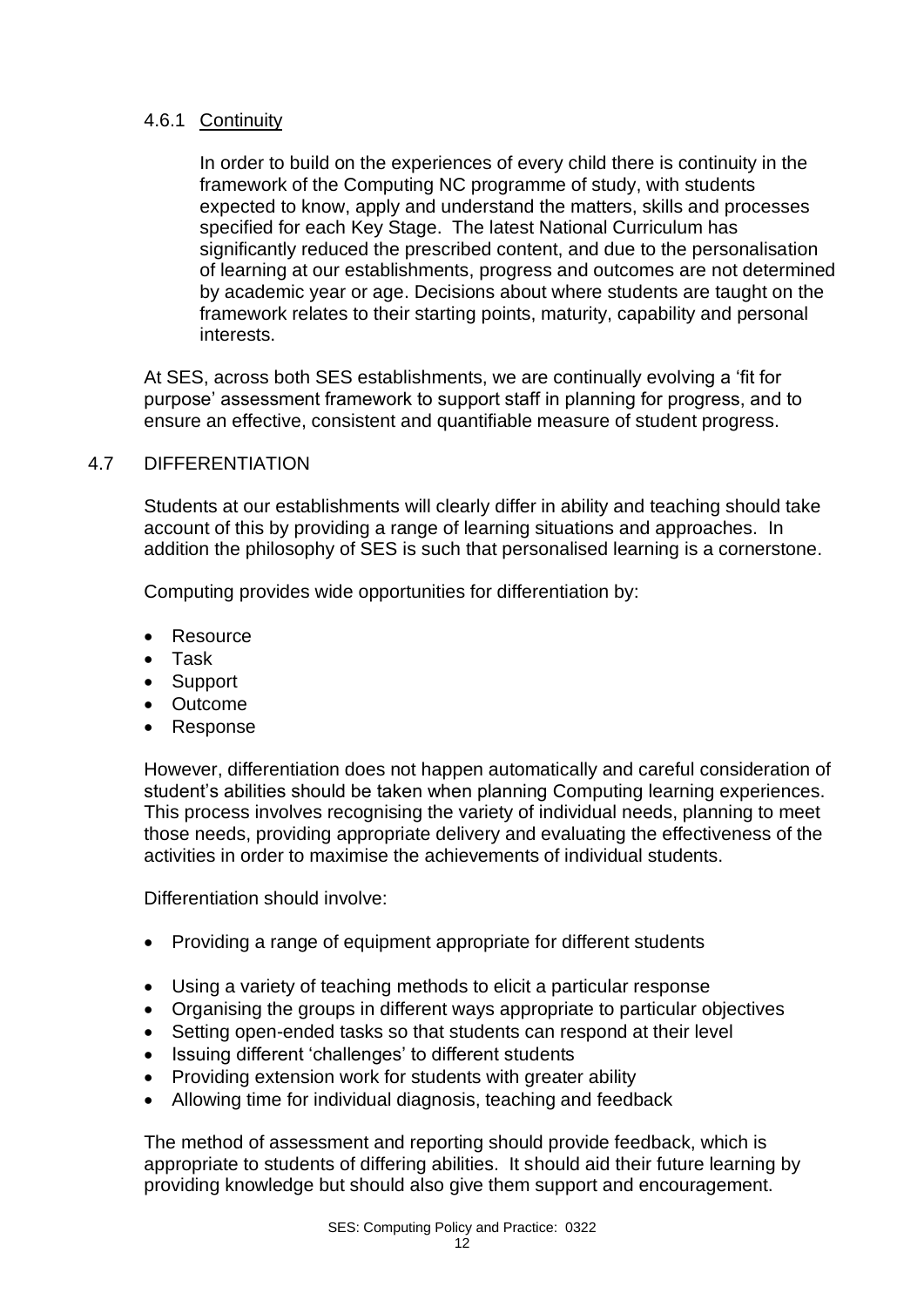#### 4.6.1 Continuity

In order to build on the experiences of every child there is continuity in the framework of the Computing NC programme of study, with students expected to know, apply and understand the matters, skills and processes specified for each Key Stage. The latest National Curriculum has significantly reduced the prescribed content, and due to the personalisation of learning at our establishments, progress and outcomes are not determined by academic year or age. Decisions about where students are taught on the framework relates to their starting points, maturity, capability and personal interests.

At SES, across both SES establishments, we are continually evolving a 'fit for purpose' assessment framework to support staff in planning for progress, and to ensure an effective, consistent and quantifiable measure of student progress.

### 4.7 DIFFERENTIATION

Students at our establishments will clearly differ in ability and teaching should take account of this by providing a range of learning situations and approaches. In addition the philosophy of SES is such that personalised learning is a cornerstone.

Computing provides wide opportunities for differentiation by:

- Resource
- Task
- Support
- Outcome
- Response

However, differentiation does not happen automatically and careful consideration of student's abilities should be taken when planning Computing learning experiences. This process involves recognising the variety of individual needs, planning to meet those needs, providing appropriate delivery and evaluating the effectiveness of the activities in order to maximise the achievements of individual students.

Differentiation should involve:

- Providing a range of equipment appropriate for different students
- Using a variety of teaching methods to elicit a particular response
- Organising the groups in different ways appropriate to particular objectives
- Setting open-ended tasks so that students can respond at their level
- Issuing different 'challenges' to different students
- Providing extension work for students with greater ability
- Allowing time for individual diagnosis, teaching and feedback

The method of assessment and reporting should provide feedback, which is appropriate to students of differing abilities. It should aid their future learning by providing knowledge but should also give them support and encouragement.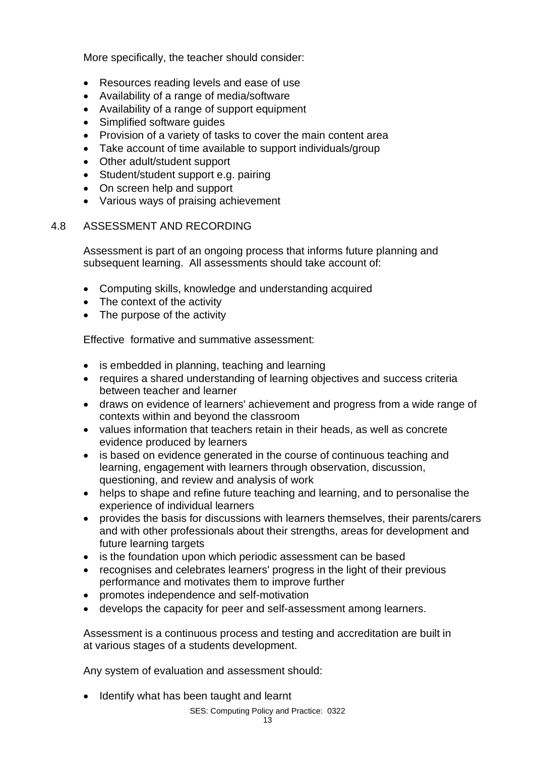More specifically, the teacher should consider:

- Resources reading levels and ease of use
- Availability of a range of media/software
- Availability of a range of support equipment
- Simplified software guides
- Provision of a variety of tasks to cover the main content area
- Take account of time available to support individuals/group
- Other adult/student support
- Student/student support e.g. pairing
- On screen help and support
- Various ways of praising achievement

## 4.8 ASSESSMENT AND RECORDING

Assessment is part of an ongoing process that informs future planning and subsequent learning. All assessments should take account of:

- Computing skills, knowledge and understanding acquired
- The context of the activity
- The purpose of the activity

Effective formative and summative assessment:

- is embedded in planning, teaching and learning
- requires a shared understanding of learning objectives and success criteria between teacher and learner
- draws on evidence of learners' achievement and progress from a wide range of contexts within and beyond the classroom
- values information that teachers retain in their heads, as well as concrete evidence produced by learners
- is based on evidence generated in the course of continuous teaching and learning, engagement with learners through observation, discussion, questioning, and review and analysis of work
- helps to shape and refine future teaching and learning, and to personalise the experience of individual learners
- provides the basis for discussions with learners themselves, their parents/carers and with other professionals about their strengths, areas for development and future learning targets
- is the foundation upon which periodic assessment can be based
- recognises and celebrates learners' progress in the light of their previous performance and motivates them to improve further
- promotes independence and self-motivation
- develops the capacity for peer and self-assessment among learners.

Assessment is a continuous process and testing and accreditation are built in at various stages of a students development.

Any system of evaluation and assessment should:

- Identify what has been taught and learnt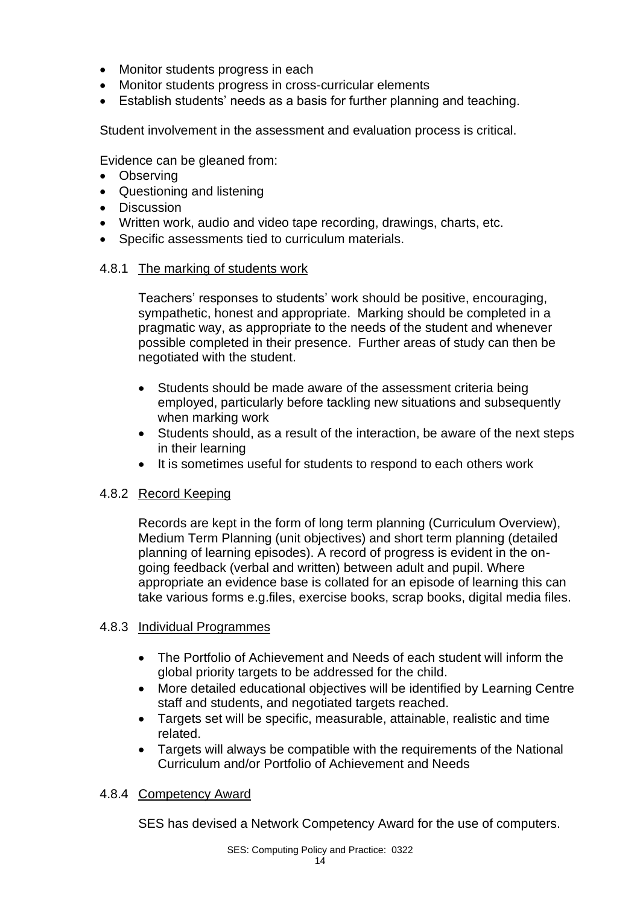- Monitor students progress in each
- Monitor students progress in cross-curricular elements
- Establish students' needs as a basis for further planning and teaching.

Student involvement in the assessment and evaluation process is critical.

Evidence can be gleaned from:

- Observing
- Questioning and listening
- Discussion
- Written work, audio and video tape recording, drawings, charts, etc.
- Specific assessments tied to curriculum materials.

#### 4.8.1 The marking of students work

Teachers' responses to students' work should be positive, encouraging, sympathetic, honest and appropriate. Marking should be completed in a pragmatic way, as appropriate to the needs of the student and whenever possible completed in their presence. Further areas of study can then be negotiated with the student.

- Students should be made aware of the assessment criteria being employed, particularly before tackling new situations and subsequently when marking work
- Students should, as a result of the interaction, be aware of the next steps in their learning
- It is sometimes useful for students to respond to each others work

#### 4.8.2 Record Keeping

Records are kept in the form of long term planning (Curriculum Overview), Medium Term Planning (unit objectives) and short term planning (detailed planning of learning episodes). A record of progress is evident in the on-going feedback (verbal and written) between adult and pupil. Where appropriate an evidence base is collated for an episode of learning this can take various forms e.g.files, exercise books, scrap books, digital media files.

#### 4.8.3 Individual Programmes

- The Portfolio of Achievement and Needs of each student will inform the global priority targets to be addressed for the child.
- More detailed educational objectives will be identified by Learning Centre staff and students, and negotiated targets reached.
- Targets set will be specific, measurable, attainable, realistic and time related.
- Targets will always be compatible with the requirements of the National Curriculum and/or Portfolio of Achievement and Needs

#### 4.8.4 Competency Award

SES has devised a Network Competency Award for the use of computers.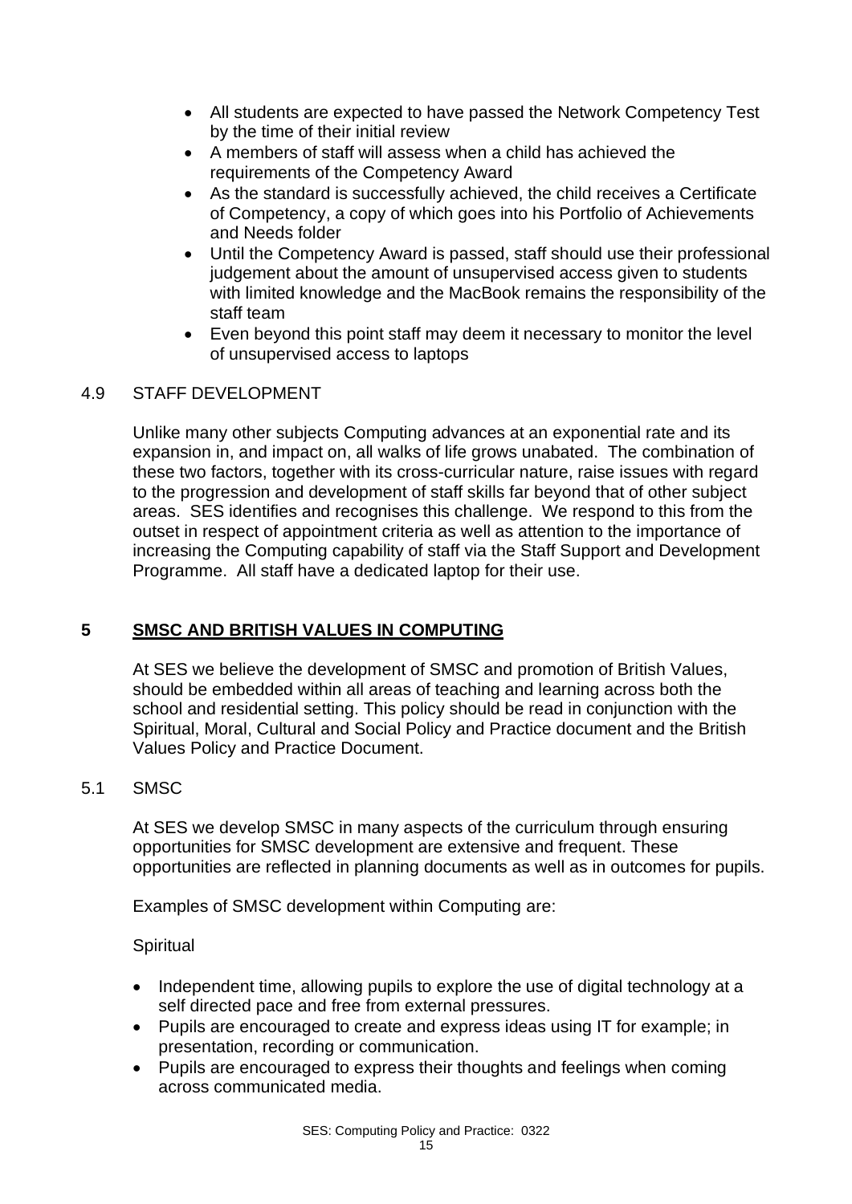- All students are expected to have passed the Network Competency Test by the time of their initial review
- A members of staff will assess when a child has achieved the requirements of the Competency Award
- As the standard is successfully achieved, the child receives a Certificate of Competency, a copy of which goes into his Portfolio of Achievements and Needs folder
- Until the Competency Award is passed, staff should use their professional judgement about the amount of unsupervised access given to students with limited knowledge and the MacBook remains the responsibility of the staff team
- Even beyond this point staff may deem it necessary to monitor the level of unsupervised access to laptops

### 4.9 STAFF DEVELOPMENT

Unlike many other subjects Computing advances at an exponential rate and its expansion in, and impact on, all walks of life grows unabated. The combination of these two factors, together with its cross-curricular nature, raise issues with regard to the progression and development of staff skills far beyond that of other subject areas. SES identifies and recognises this challenge. We respond to this from the outset in respect of appointment criteria as well as attention to the importance of increasing the Computing capability of staff via the Staff Support and Development Programme. All staff have a dedicated laptop for their use.

## 5 SMSC AND BRITISH VALUES IN COMPUTING

At SES we believe the development of SMSC and promotion of British Values, should be embedded within all areas of teaching and learning across both the school and residential setting. This policy should be read in conjunction with the Spiritual, Moral, Cultural and Social Policy and Practice document and the British Values Policy and Practice Document.

### 5.1 SMSC

At SES we develop SMSC in many aspects of the curriculum through ensuring opportunities for SMSC development are extensive and frequent. These opportunities are reflected in planning documents as well as in outcomes for pupils.

Examples of SMSC development within Computing are:

Spiritual

- Independent time, allowing pupils to explore the use of digital technology at a self directed pace and free from external pressures.
- Pupils are encouraged to create and express ideas using IT for example; in presentation, recording or communication.
- Pupils are encouraged to express their thoughts and feelings when coming across communicated media.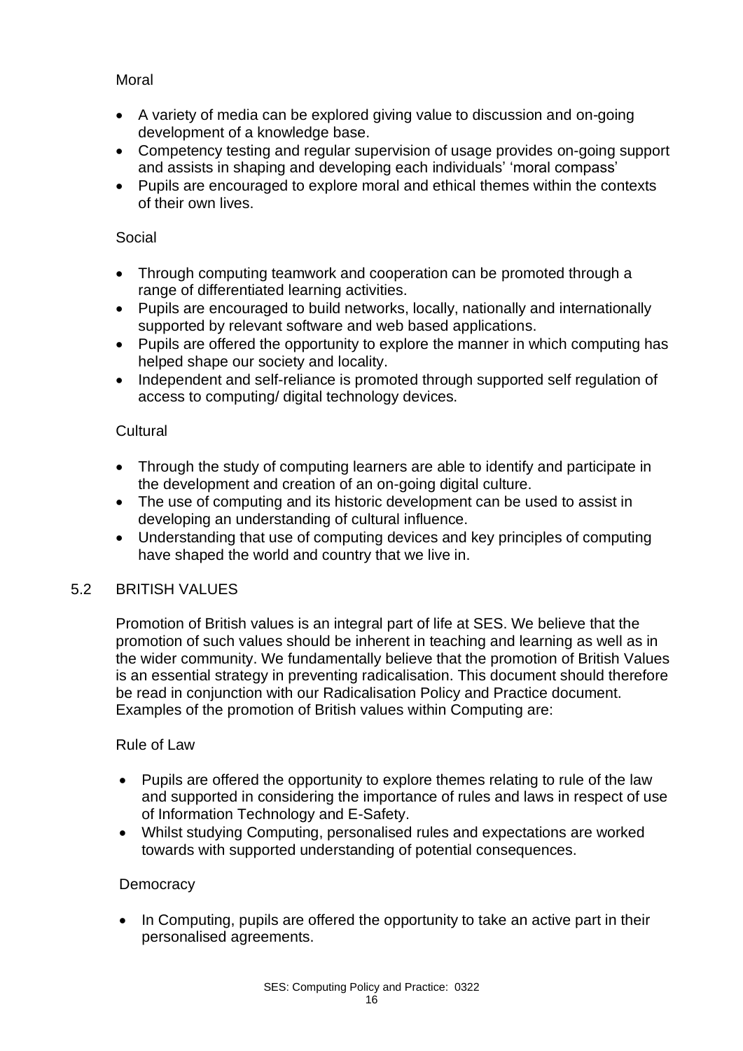Moral

- A variety of media can be explored giving value to discussion and on-going development of a knowledge base.
- Competency testing and regular supervision of usage provides on-going support and assists in shaping and developing each individuals' 'moral compass'
- Pupils are encouraged to explore moral and ethical themes within the contexts of their own lives.

Social

- Through computing teamwork and cooperation can be promoted through a range of differentiated learning activities.
- Pupils are encouraged to build networks, locally, nationally and internationally supported by relevant software and web based applications.
- Pupils are offered the opportunity to explore the manner in which computing has helped shape our society and locality.
- Independent and self-reliance is promoted through supported self regulation of access to computing/ digital technology devices.

Cultural

- Through the study of computing learners are able to identify and participate in the development and creation of an on-going digital culture.
- The use of computing and its historic development can be used to assist in developing an understanding of cultural influence.
- Understanding that use of computing devices and key principles of computing have shaped the world and country that we live in.

## 5.2 BRITISH VALUES

Promotion of British values is an integral part of life at SES. We believe that the promotion of such values should be inherent in teaching and learning as well as in the wider community. We fundamentally believe that the promotion of British Values is an essential strategy in preventing radicalisation. This document should therefore be read in conjunction with our Radicalisation Policy and Practice document. Examples of the promotion of British values within Computing are:

Rule of Law

- Pupils are offered the opportunity to explore themes relating to rule of the law and supported in considering the importance of rules and laws in respect of use of Information Technology and E-Safety.
- Whilst studying Computing, personalised rules and expectations are worked towards with supported understanding of potential consequences.

Democracy

- In Computing, pupils are offered the opportunity to take an active part in their personalised agreements.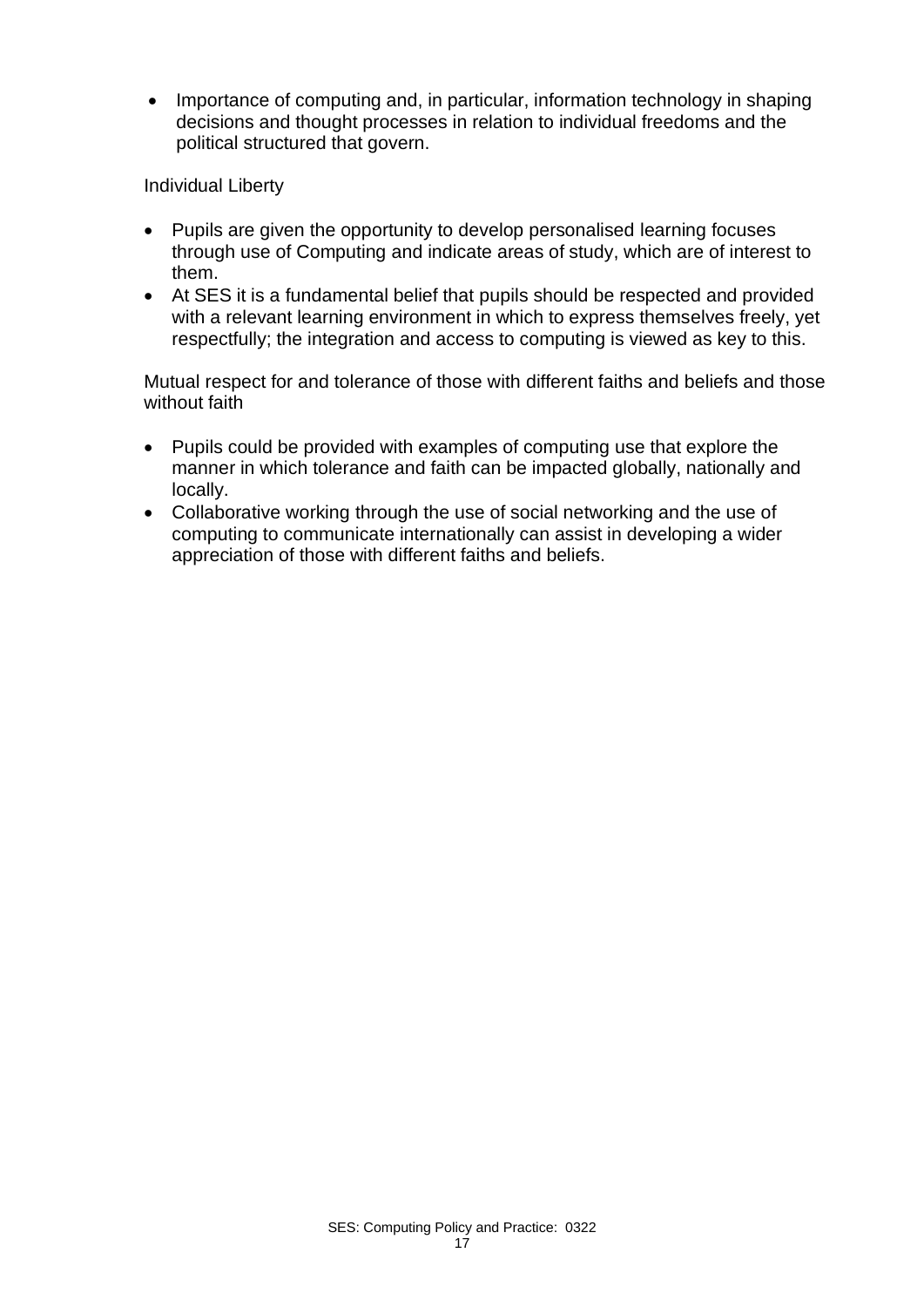- Importance of computing and, in particular, information technology in shaping decisions and thought processes in relation to individual freedoms and the political structured that govern.

Individual Liberty

- Pupils are given the opportunity to develop personalised learning focuses through use of Computing and indicate areas of study, which are of interest to them.
- At SES it is a fundamental belief that pupils should be respected and provided with a relevant learning environment in which to express themselves freely, yet respectfully; the integration and access to computing is viewed as key to this.

Mutual respect for and tolerance of those with different faiths and beliefs and those without faith

- Pupils could be provided with examples of computing use that explore the manner in which tolerance and faith can be impacted globally, nationally and locally.
- Collaborative working through the use of social networking and the use of computing to communicate internationally can assist in developing a wider appreciation of those with different faiths and beliefs.